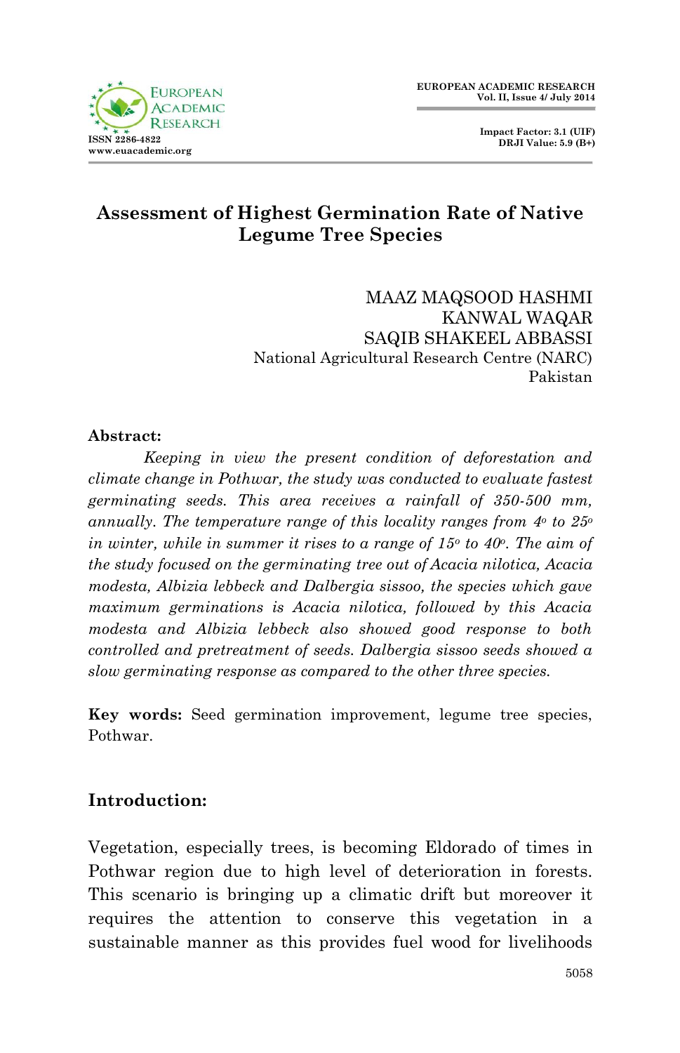# Assessment of Highest Germination Rate of Native Legume Tree Species

MAAZ MAQSOOD HASHMI
KANWAL WAQAR
SAQIB SHAKEEL ABBASSI
National Agricultural Research Centre (NARC)
Pakistan

**Abstract:**

*Keeping in view the present condition of deforestation and climate change in Pothwar, the study was conducted to evaluate fastest germinating seeds. This area receives a rainfall of 350-500 mm, annually. The temperature range of this locality ranges from 4° to 25° in winter, while in summer it rises to a range of 15° to 40°. The aim of the study focused on the germinating tree out of Acacia nilotica, Acacia modesta, Albizia lebbeck and Dalbergia sissoo, the species which gave maximum germinations is Acacia nilotica, followed by this Acacia modesta and Albizia lebbeck also showed good response to both controlled and pretreatment of seeds. Dalbergia sissoo seeds showed a slow germinating response as compared to the other three species.*

**Key words:** Seed germination improvement, legume tree species, Pothwar.

## Introduction:

Vegetation, especially trees, is becoming Eldorado of times in Pothwar region due to high level of deterioration in forests. This scenario is bringing up a climatic drift but moreover it requires the attention to conserve this vegetation in a sustainable manner as this provides fuel wood for livelihoods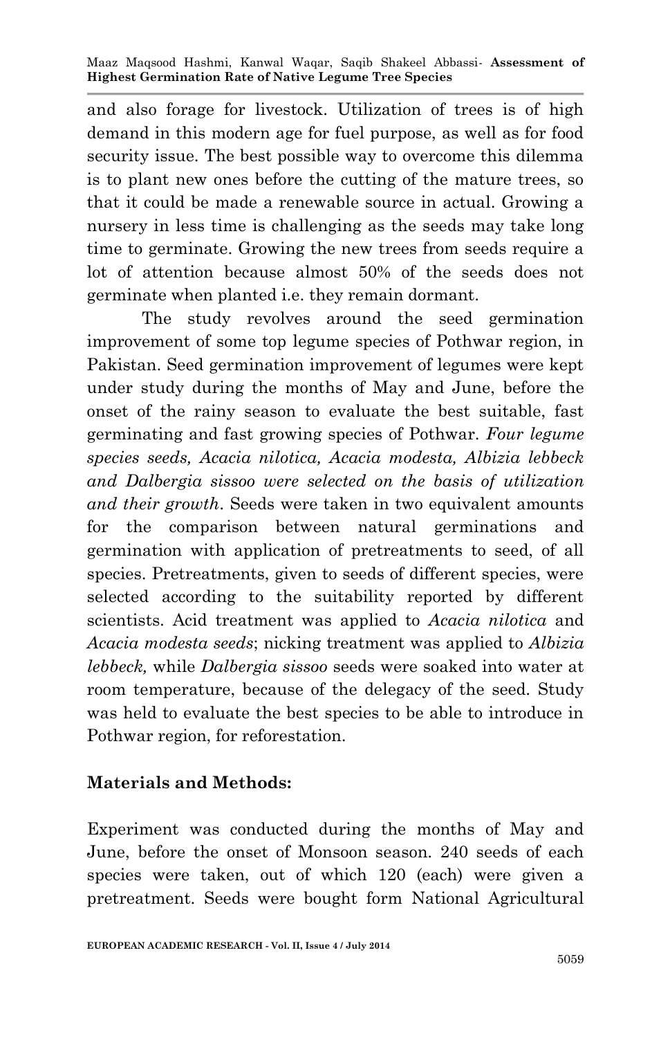and also forage for livestock. Utilization of trees is of high demand in this modern age for fuel purpose, as well as for food security issue. The best possible way to overcome this dilemma is to plant new ones before the cutting of the mature trees, so that it could be made a renewable source in actual. Growing a nursery in less time is challenging as the seeds may take long time to germinate. Growing the new trees from seeds require a lot of attention because almost 50% of the seeds does not germinate when planted i.e. they remain dormant.

The study revolves around the seed germination improvement of some top legume species of Pothwar region, in Pakistan. Seed germination improvement of legumes were kept under study during the months of May and June, before the onset of the rainy season to evaluate the best suitable, fast germinating and fast growing species of Pothwar. *Four legume species seeds, Acacia nilotica, Acacia modesta, Albizia lebbeck and Dalbergia sissoo were selected on the basis of utilization and their growth*. Seeds were taken in two equivalent amounts for the comparison between natural germinations and germination with application of pretreatments to seed, of all species. Pretreatments, given to seeds of different species, were selected according to the suitability reported by different scientists. Acid treatment was applied to *Acacia nilotica* and *Acacia modesta seeds*; nicking treatment was applied to *Albizia lebbeck,* while *Dalbergia sissoo* seeds were soaked into water at room temperature, because of the delegacy of the seed. Study was held to evaluate the best species to be able to introduce in Pothwar region, for reforestation.

## Materials and Methods:

Experiment was conducted during the months of May and June, before the onset of Monsoon season. 240 seeds of each species were taken, out of which 120 (each) were given a pretreatment. Seeds were bought form National Agricultural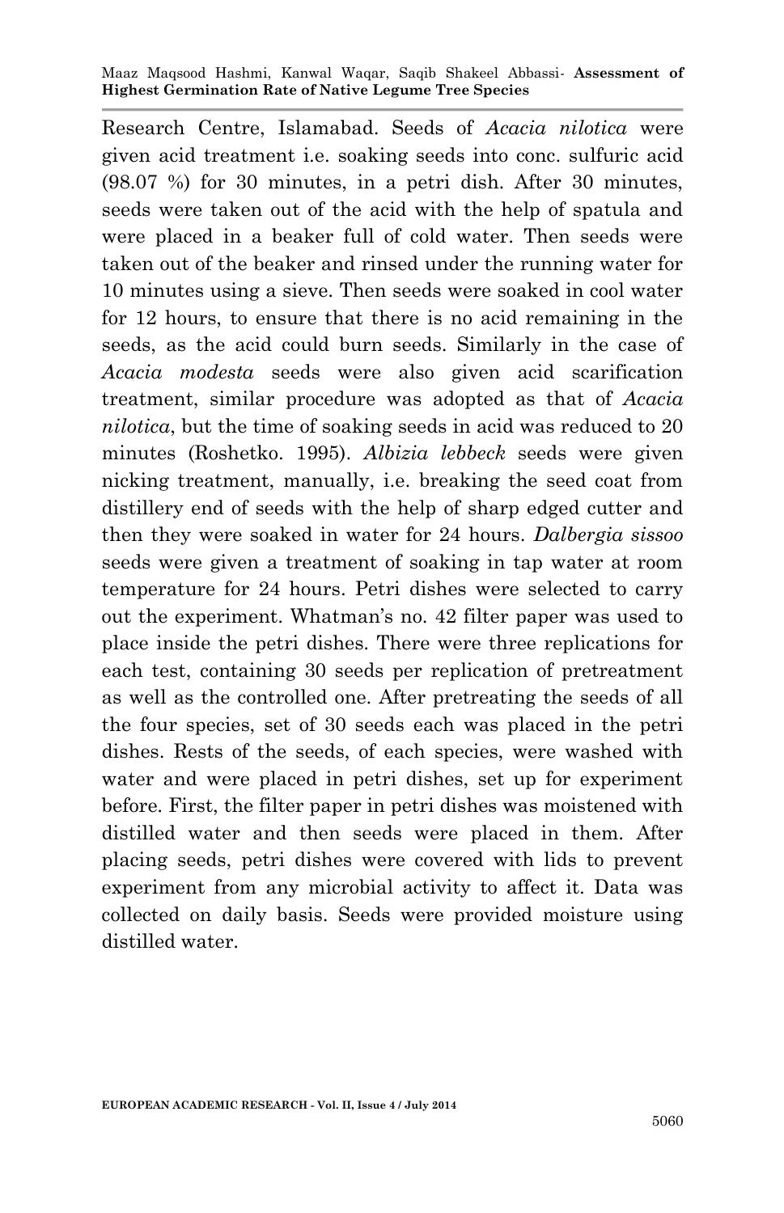Research Centre, Islamabad. Seeds of *Acacia nilotica* were given acid treatment i.e. soaking seeds into conc. sulfuric acid (98.07 %) for 30 minutes, in a petri dish. After 30 minutes, seeds were taken out of the acid with the help of spatula and were placed in a beaker full of cold water. Then seeds were taken out of the beaker and rinsed under the running water for 10 minutes using a sieve. Then seeds were soaked in cool water for 12 hours, to ensure that there is no acid remaining in the seeds, as the acid could burn seeds. Similarly in the case of *Acacia modesta* seeds were also given acid scarification treatment, similar procedure was adopted as that of *Acacia nilotica*, but the time of soaking seeds in acid was reduced to 20 minutes (Roshetko. 1995). *Albizia lebbeck* seeds were given nicking treatment, manually, i.e. breaking the seed coat from distillery end of seeds with the help of sharp edged cutter and then they were soaked in water for 24 hours. *Dalbergia sissoo* seeds were given a treatment of soaking in tap water at room temperature for 24 hours. Petri dishes were selected to carry out the experiment. Whatman's no. 42 filter paper was used to place inside the petri dishes. There were three replications for each test, containing 30 seeds per replication of pretreatment as well as the controlled one. After pretreating the seeds of all the four species, set of 30 seeds each was placed in the petri dishes. Rests of the seeds, of each species, were washed with water and were placed in petri dishes, set up for experiment before. First, the filter paper in petri dishes was moistened with distilled water and then seeds were placed in them. After placing seeds, petri dishes were covered with lids to prevent experiment from any microbial activity to affect it. Data was collected on daily basis. Seeds were provided moisture using distilled water.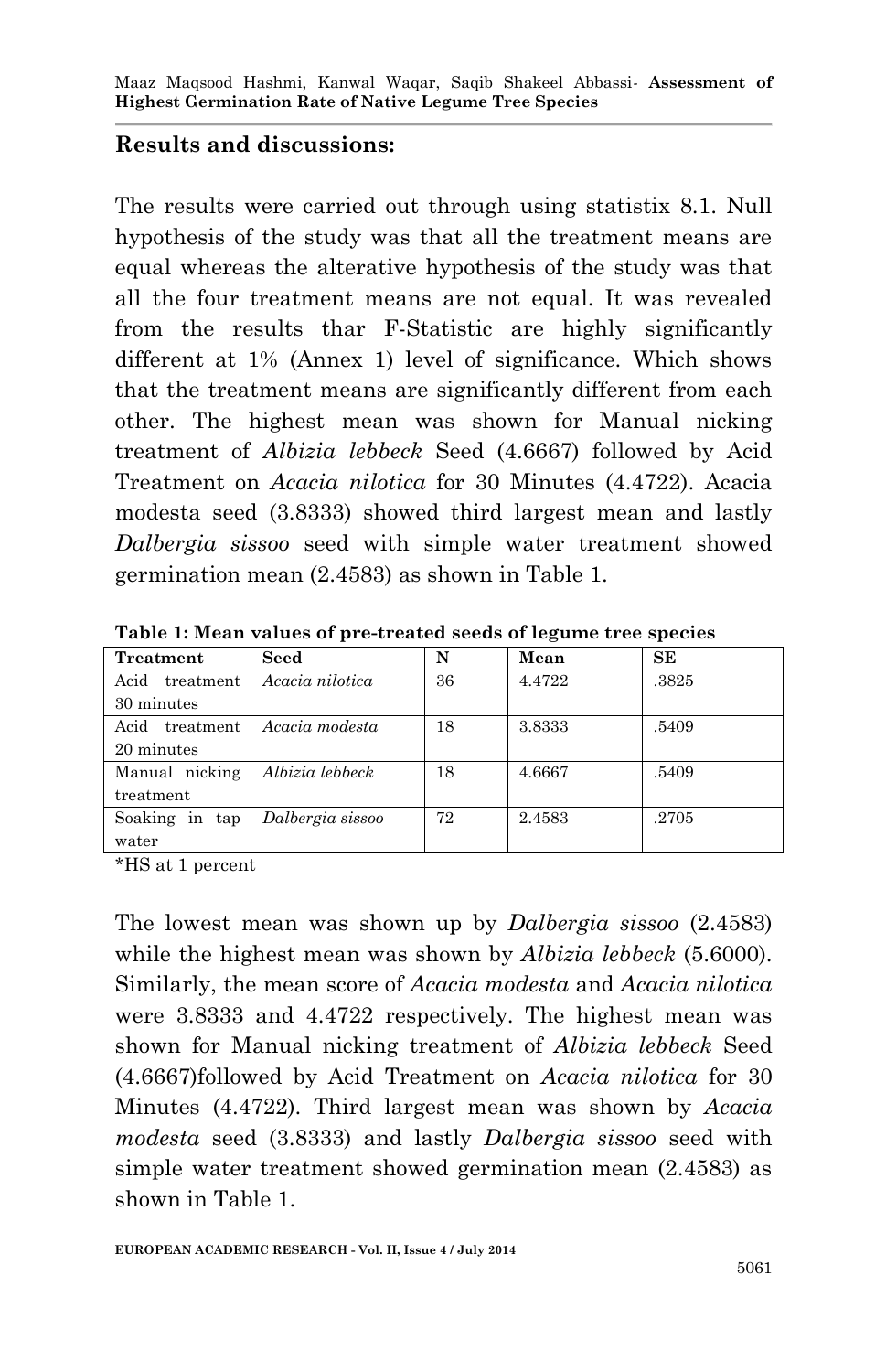## Results and discussions:

The results were carried out through using statistix 8.1. Null hypothesis of the study was that all the treatment means are equal whereas the alterative hypothesis of the study was that all the four treatment means are not equal. It was revealed from the results thar F-Statistic are highly significantly different at 1% (Annex 1) level of significance. Which shows that the treatment means are significantly different from each other. The highest mean was shown for Manual nicking treatment of *Albizia lebbeck* Seed (4.6667) followed by Acid Treatment on *Acacia nilotica* for 30 Minutes (4.4722). Acacia modesta seed (3.8333) showed third largest mean and lastly *Dalbergia sissoo* seed with simple water treatment showed germination mean (2.4583) as shown in Table 1.

**Table 1: Mean values of pre-treated seeds of legume tree species**

| Treatment | Seed | N | Mean | SE |
|---|---|---|---|---|
| Acid treatment 30 minutes | *Acacia nilotica* | 36 | 4.4722 | .3825 |
| Acid treatment 20 minutes | *Acacia modesta* | 18 | 3.8333 | .5409 |
| Manual nicking treatment | *Albizia lebbeck* | 18 | 4.6667 | .5409 |
| Soaking in tap water | *Dalbergia sissoo* | 72 | 2.4583 | .2705 |

*HS at 1 percent

The lowest mean was shown up by *Dalbergia sissoo* (2.4583) while the highest mean was shown by *Albizia lebbeck* (5.6000). Similarly, the mean score of *Acacia modesta* and *Acacia nilotica* were 3.8333 and 4.4722 respectively. The highest mean was shown for Manual nicking treatment of *Albizia lebbeck* Seed (4.6667)followed by Acid Treatment on *Acacia nilotica* for 30 Minutes (4.4722). Third largest mean was shown by *Acacia modesta* seed (3.8333) and lastly *Dalbergia sissoo* seed with simple water treatment showed germination mean (2.4583) as shown in Table 1.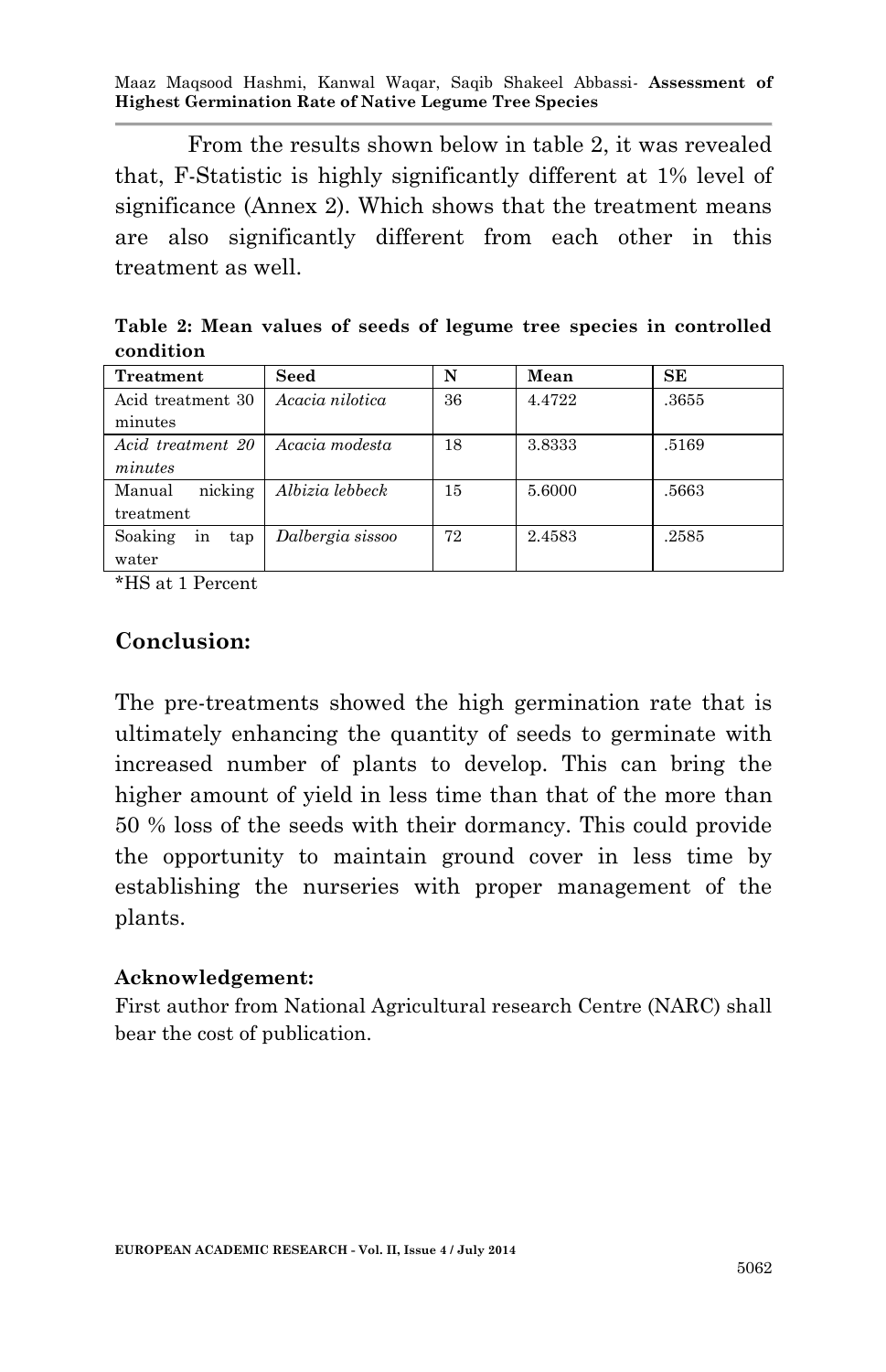From the results shown below in table 2, it was revealed that, F-Statistic is highly significantly different at 1% level of significance (Annex 2). Which shows that the treatment means are also significantly different from each other in this treatment as well.

**Table 2: Mean values of seeds of legume tree species in controlled condition**

| Treatment | Seed | N | Mean | SE |
| --- | --- | --- | --- | --- |
| Acid treatment 30 minutes | *Acacia nilotica* | 36 | 4.4722 | .3655 |
| *Acid treatment 20 minutes* | *Acacia modesta* | 18 | 3.8333 | .5169 |
| Manual nicking treatment | *Albizia lebbeck* | 15 | 5.6000 | .5663 |
| Soaking in tap water | *Dalbergia sissoo* | 72 | 2.4583 | .2585 |

*HS at 1 Percent

## Conclusion:

The pre-treatments showed the high germination rate that is ultimately enhancing the quantity of seeds to germinate with increased number of plants to develop. This can bring the higher amount of yield in less time than that of the more than 50 % loss of the seeds with their dormancy. This could provide the opportunity to maintain ground cover in less time by establishing the nurseries with proper management of the plants.

### Acknowledgement:

First author from National Agricultural research Centre (NARC) shall bear the cost of publication.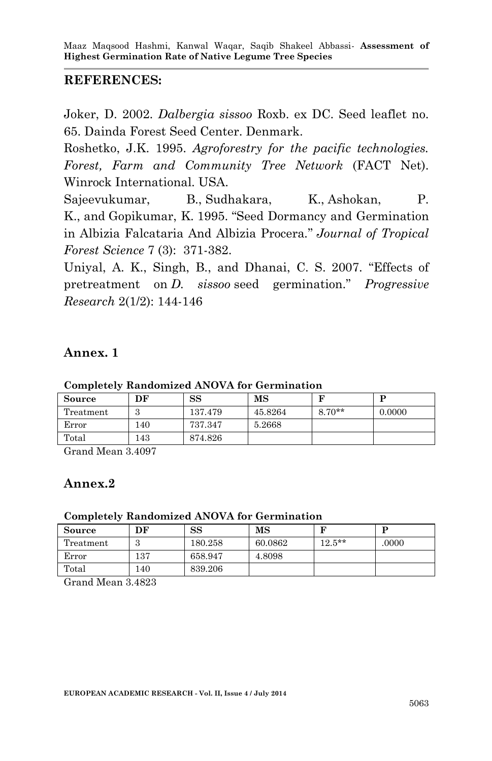## REFERENCES:

Joker, D. 2002. *Dalbergia sissoo* Roxb. ex DC. Seed leaflet no. 65. Dainda Forest Seed Center. Denmark.

Roshetko, J.K. 1995. *Agroforestry for the pacific technologies. Forest, Farm and Community Tree Network* (FACT Net). Winrock International. USA.

Sajeevukumar, B., Sudhakara, K., Ashokan, P. K., and Gopikumar, K. 1995. "Seed Dormancy and Germination in Albizia Falcataria And Albizia Procera." *Journal of Tropical Forest Science* 7 (3): 371-382.

Uniyal, A. K., Singh, B., and Dhanai, C. S. 2007. "Effects of pretreatment on *D. sissoo* seed germination." *Progressive Research* 2(1/2): 144-146

## Annex. 1

**Completely Randomized ANOVA for Germination**

| Source | DF | SS | MS | F | P |
|---|---|---|---|---|---|
| Treatment | 3 | 137.479 | 45.8264 | 8.70** | 0.0000 |
| Error | 140 | 737.347 | 5.2668 | | |
| Total | 143 | 874.826 | | | |

Grand Mean 3.4097

## Annex.2

**Completely Randomized ANOVA for Germination**

| Source | DF | SS | MS | F | P |
|---|---|---|---|---|---|
| Treatment | 3 | 180.258 | 60.0862 | 12.5** | .0000 |
| Error | 137 | 658.947 | 4.8098 | | |
| Total | 140 | 839.206 | | | |

Grand Mean 3.4823